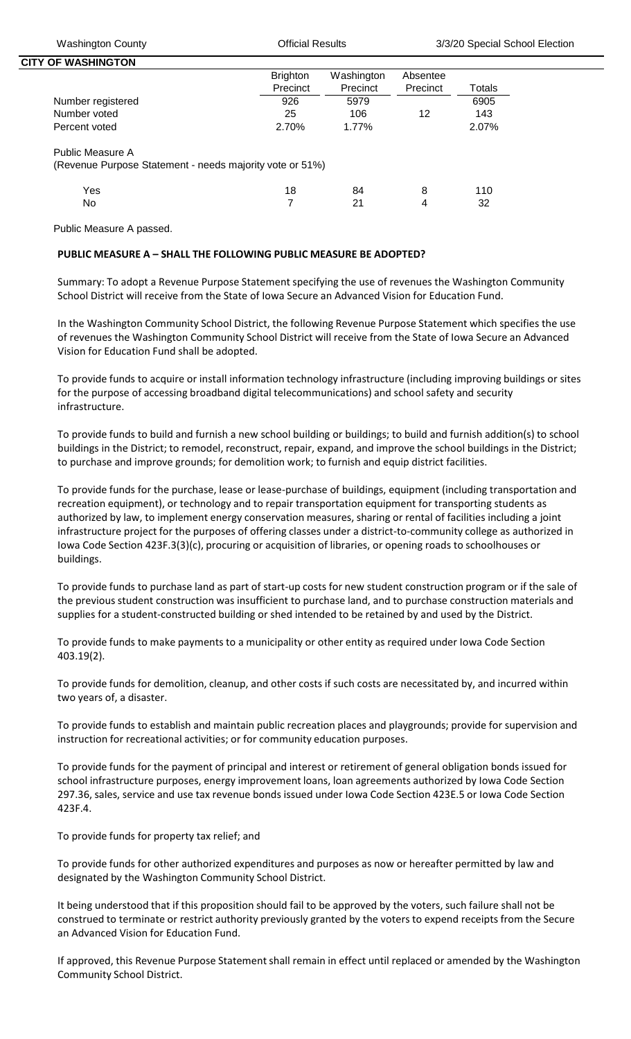Washington County | Official Results | 3/3/20 Special School Election

## CITY OF WASHINGTON

| | Brighton Precinct | Washington Precinct | Absentee Precinct | Totals |
|---|---|---|---|---|
| Number registered | 926 | 5979 | | 6905 |
| Number voted | 25 | 106 | 12 | 143 |
| Percent voted | 2.70% | 1.77% | | 2.07% |
| **Public Measure A** (Revenue Purpose Statement - needs majority vote or 51%) | | | | |
| Yes | 18 | 84 | 8 | 110 |
| No | 7 | 21 | 4 | 32 |

Public Measure A passed.

**PUBLIC MEASURE A – SHALL THE FOLLOWING PUBLIC MEASURE BE ADOPTED?**

Summary: To adopt a Revenue Purpose Statement specifying the use of revenues the Washington Community School District will receive from the State of Iowa Secure an Advanced Vision for Education Fund.

In the Washington Community School District, the following Revenue Purpose Statement which specifies the use of revenues the Washington Community School District will receive from the State of Iowa Secure an Advanced Vision for Education Fund shall be adopted.

To provide funds to acquire or install information technology infrastructure (including improving buildings or sites for the purpose of accessing broadband digital telecommunications) and school safety and security infrastructure.

To provide funds to build and furnish a new school building or buildings; to build and furnish addition(s) to school buildings in the District; to remodel, reconstruct, repair, expand, and improve the school buildings in the District; to purchase and improve grounds; for demolition work; to furnish and equip district facilities.

To provide funds for the purchase, lease or lease-purchase of buildings, equipment (including transportation and recreation equipment), or technology and to repair transportation equipment for transporting students as authorized by law, to implement energy conservation measures, sharing or rental of facilities including a joint infrastructure project for the purposes of offering classes under a district-to-community college as authorized in Iowa Code Section 423F.3(3)(c), procuring or acquisition of libraries, or opening roads to schoolhouses or buildings.

To provide funds to purchase land as part of start-up costs for new student construction program or if the sale of the previous student construction was insufficient to purchase land, and to purchase construction materials and supplies for a student-constructed building or shed intended to be retained by and used by the District.

To provide funds to make payments to a municipality or other entity as required under Iowa Code Section 403.19(2).

To provide funds for demolition, cleanup, and other costs if such costs are necessitated by, and incurred within two years of, a disaster.

To provide funds to establish and maintain public recreation places and playgrounds; provide for supervision and instruction for recreational activities; or for community education purposes.

To provide funds for the payment of principal and interest or retirement of general obligation bonds issued for school infrastructure purposes, energy improvement loans, loan agreements authorized by Iowa Code Section 297.36, sales, service and use tax revenue bonds issued under Iowa Code Section 423E.5 or Iowa Code Section 423F.4.

To provide funds for property tax relief; and

To provide funds for other authorized expenditures and purposes as now or hereafter permitted by law and designated by the Washington Community School District.

It being understood that if this proposition should fail to be approved by the voters, such failure shall not be construed to terminate or restrict authority previously granted by the voters to expend receipts from the Secure an Advanced Vision for Education Fund.

If approved, this Revenue Purpose Statement shall remain in effect until replaced or amended by the Washington Community School District.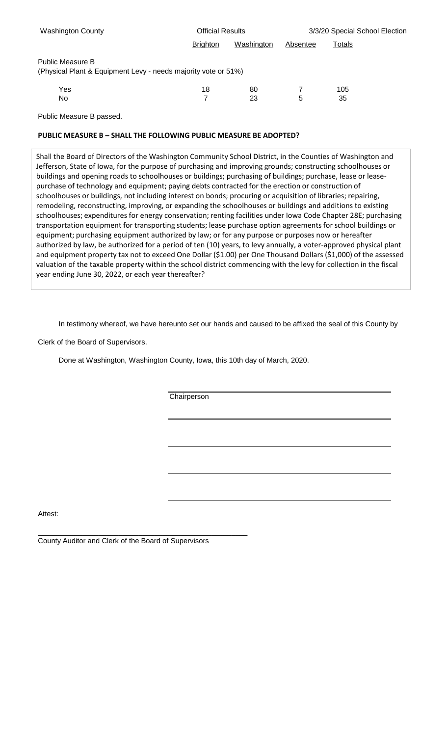Washington County | Official Results | 3/3/20 Special School Election

| | Brighton | Washington | Absentee | Totals |
|---|---|---|---|---|
| **Public Measure B** | | | | |
| (Physical Plant & Equipment Levy - needs majority vote or 51%) | | | | |
| Yes | 18 | 80 | 7 | 105 |
| No | 7 | 23 | 5 | 35 |

Public Measure B passed.

**PUBLIC MEASURE B – SHALL THE FOLLOWING PUBLIC MEASURE BE ADOPTED?**

Shall the Board of Directors of the Washington Community School District, in the Counties of Washington and Jefferson, State of Iowa, for the purpose of purchasing and improving grounds; constructing schoolhouses or buildings and opening roads to schoolhouses or buildings; purchasing of buildings; purchase, lease or lease-purchase of technology and equipment; paying debts contracted for the erection or construction of schoolhouses or buildings, not including interest on bonds; procuring or acquisition of libraries; repairing, remodeling, reconstructing, improving, or expanding the schoolhouses or buildings and additions to existing schoolhouses; expenditures for energy conservation; renting facilities under Iowa Code Chapter 28E; purchasing transportation equipment for transporting students; lease purchase option agreements for school buildings or equipment; purchasing equipment authorized by law; or for any purpose or purposes now or hereafter authorized by law, be authorized for a period of ten (10) years, to levy annually, a voter-approved physical plant and equipment property tax not to exceed One Dollar ($1.00) per One Thousand Dollars ($1,000) of the assessed valuation of the taxable property within the school district commencing with the levy for collection in the fiscal year ending June 30, 2022, or each year thereafter?

In testimony whereof, we have hereunto set our hands and caused to be affixed the seal of this County by Clerk of the Board of Supervisors.

Done at Washington, Washington County, Iowa, this 10th day of March, 2020.

______________________________
Chairperson

______________________________

______________________________

______________________________

______________________________

Attest:

______________________________
County Auditor and Clerk of the Board of Supervisors